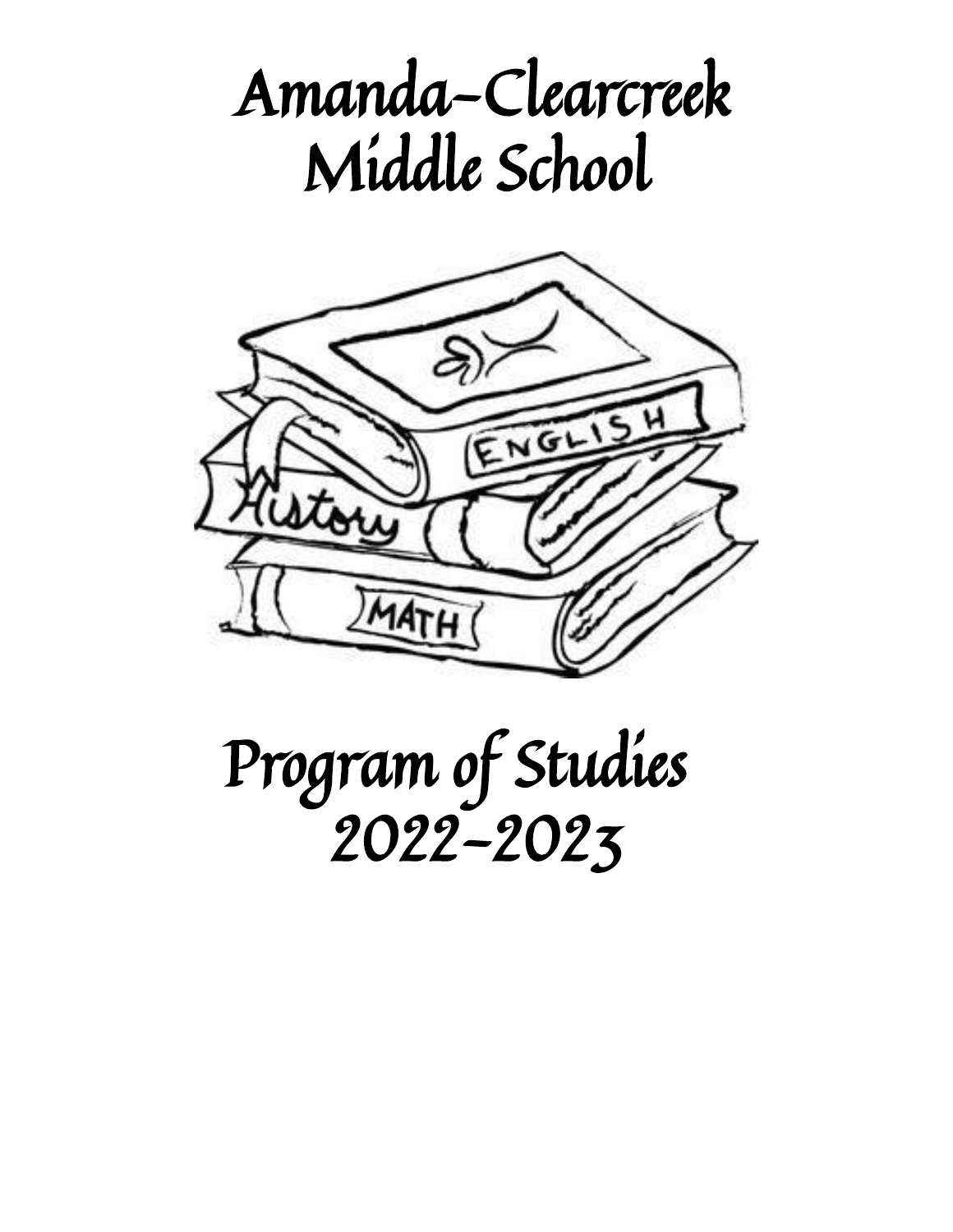# Amanda-Clearcreek Middle School

# Program of Studies 2022-2023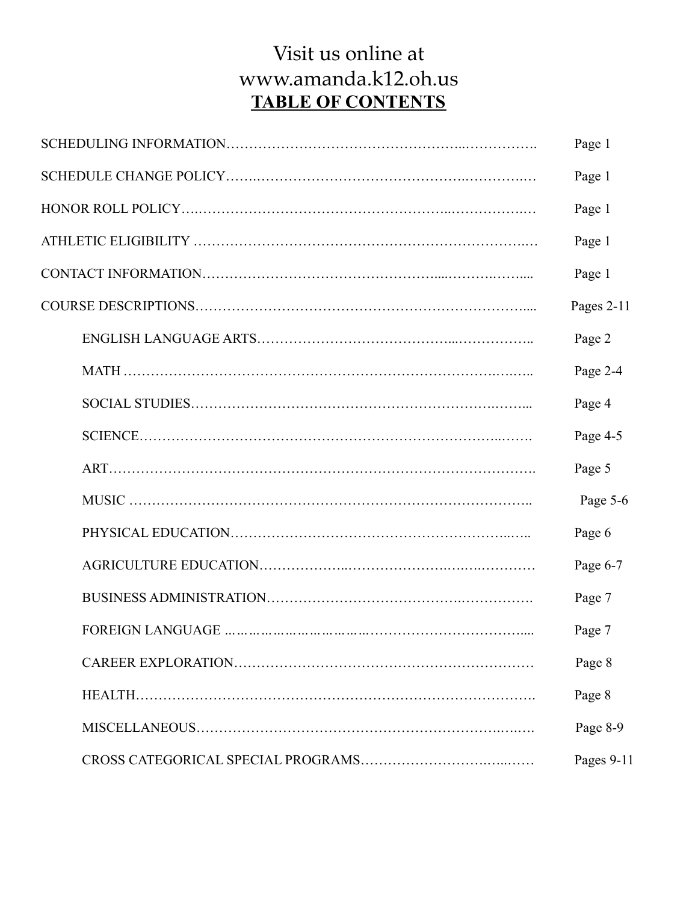Visit us online at
www.amanda.k12.oh.us

# TABLE OF CONTENTS

| Section | Page |
| --- | --- |
| SCHEDULING INFORMATION | Page 1 |
| SCHEDULE CHANGE POLICY | Page 1 |
| HONOR ROLL POLICY | Page 1 |
| ATHLETIC ELIGIBILITY | Page 1 |
| CONTACT INFORMATION | Page 1 |
| COURSE DESCRIPTIONS | Pages 2-11 |
| ENGLISH LANGUAGE ARTS | Page 2 |
| MATH | Page 2-4 |
| SOCIAL STUDIES | Page 4 |
| SCIENCE | Page 4-5 |
| ART | Page 5 |
| MUSIC | Page 5-6 |
| PHYSICAL EDUCATION | Page 6 |
| AGRICULTURE EDUCATION | Page 6-7 |
| BUSINESS ADMINISTRATION | Page 7 |
| FOREIGN LANGUAGE | Page 7 |
| CAREER EXPLORATION | Page 8 |
| HEALTH | Page 8 |
| MISCELLANEOUS | Page 8-9 |
| CROSS CATEGORICAL SPECIAL PROGRAMS | Pages 9-11 |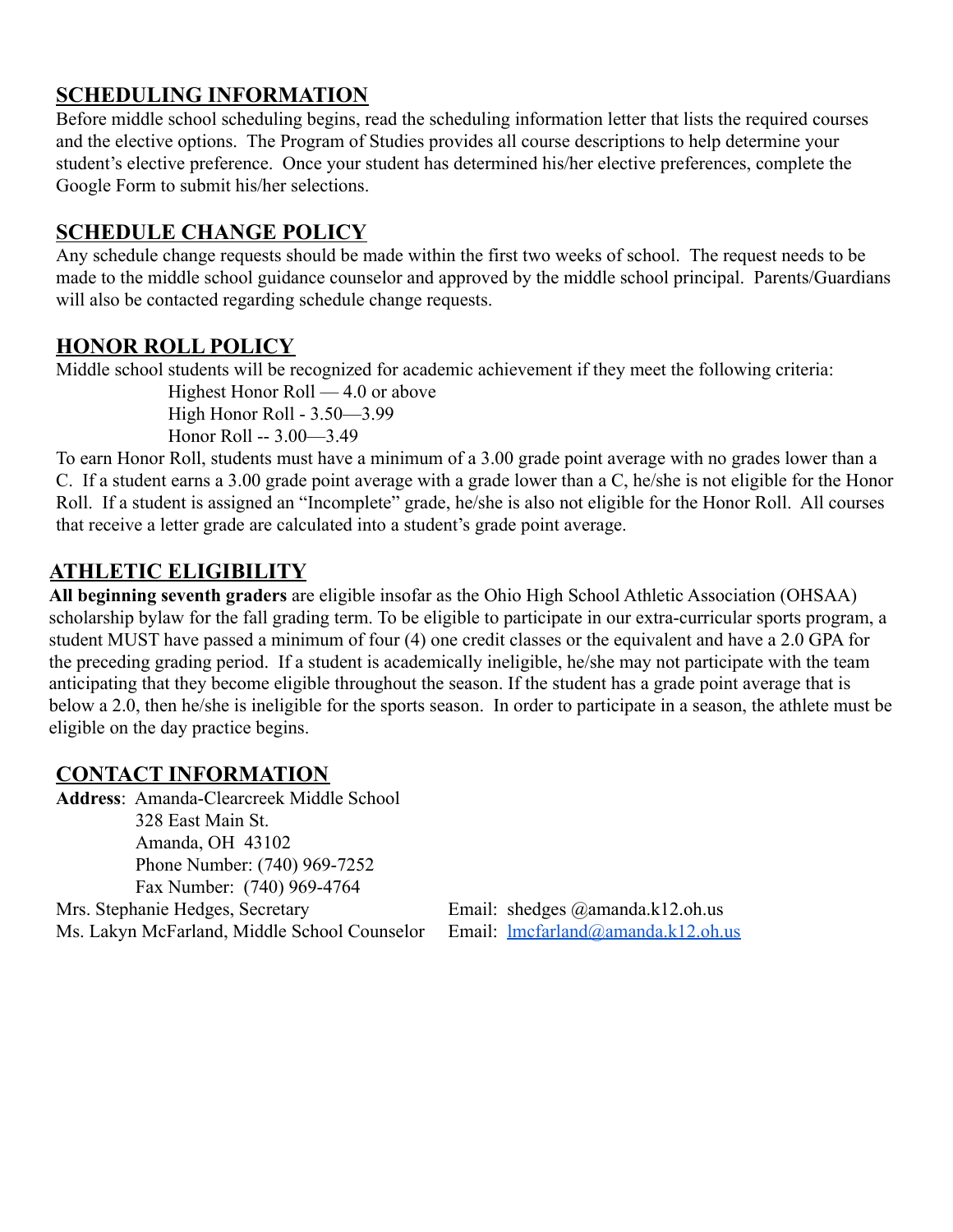## SCHEDULING INFORMATION

Before middle school scheduling begins, read the scheduling information letter that lists the required courses and the elective options. The Program of Studies provides all course descriptions to help determine your student's elective preference. Once your student has determined his/her elective preferences, complete the Google Form to submit his/her selections.

## SCHEDULE CHANGE POLICY

Any schedule change requests should be made within the first two weeks of school. The request needs to be made to the middle school guidance counselor and approved by the middle school principal. Parents/Guardians will also be contacted regarding schedule change requests.

## HONOR ROLL POLICY

Middle school students will be recognized for academic achievement if they meet the following criteria:

Highest Honor Roll — 4.0 or above
High Honor Roll - 3.50—3.99
Honor Roll -- 3.00—3.49

To earn Honor Roll, students must have a minimum of a 3.00 grade point average with no grades lower than a C. If a student earns a 3.00 grade point average with a grade lower than a C, he/she is not eligible for the Honor Roll. If a student is assigned an "Incomplete" grade, he/she is also not eligible for the Honor Roll. All courses that receive a letter grade are calculated into a student's grade point average.

## ATHLETIC ELIGIBILITY

**All beginning seventh graders** are eligible insofar as the Ohio High School Athletic Association (OHSAA) scholarship bylaw for the fall grading term. To be eligible to participate in our extra-curricular sports program, a student MUST have passed a minimum of four (4) one credit classes or the equivalent and have a 2.0 GPA for the preceding grading period. If a student is academically ineligible, he/she may not participate with the team anticipating that they become eligible throughout the season. If the student has a grade point average that is below a 2.0, then he/she is ineligible for the sports season. In order to participate in a season, the athlete must be eligible on the day practice begins.

## CONTACT INFORMATION

**Address**: Amanda-Clearcreek Middle School
328 East Main St.
Amanda, OH 43102
Phone Number: (740) 969-7252
Fax Number: (740) 969-4764

Mrs. Stephanie Hedges, Secretary — Email: shedges @amanda.k12.oh.us

Ms. Lakyn McFarland, Middle School Counselor — Email: lmcfarland@amanda.k12.oh.us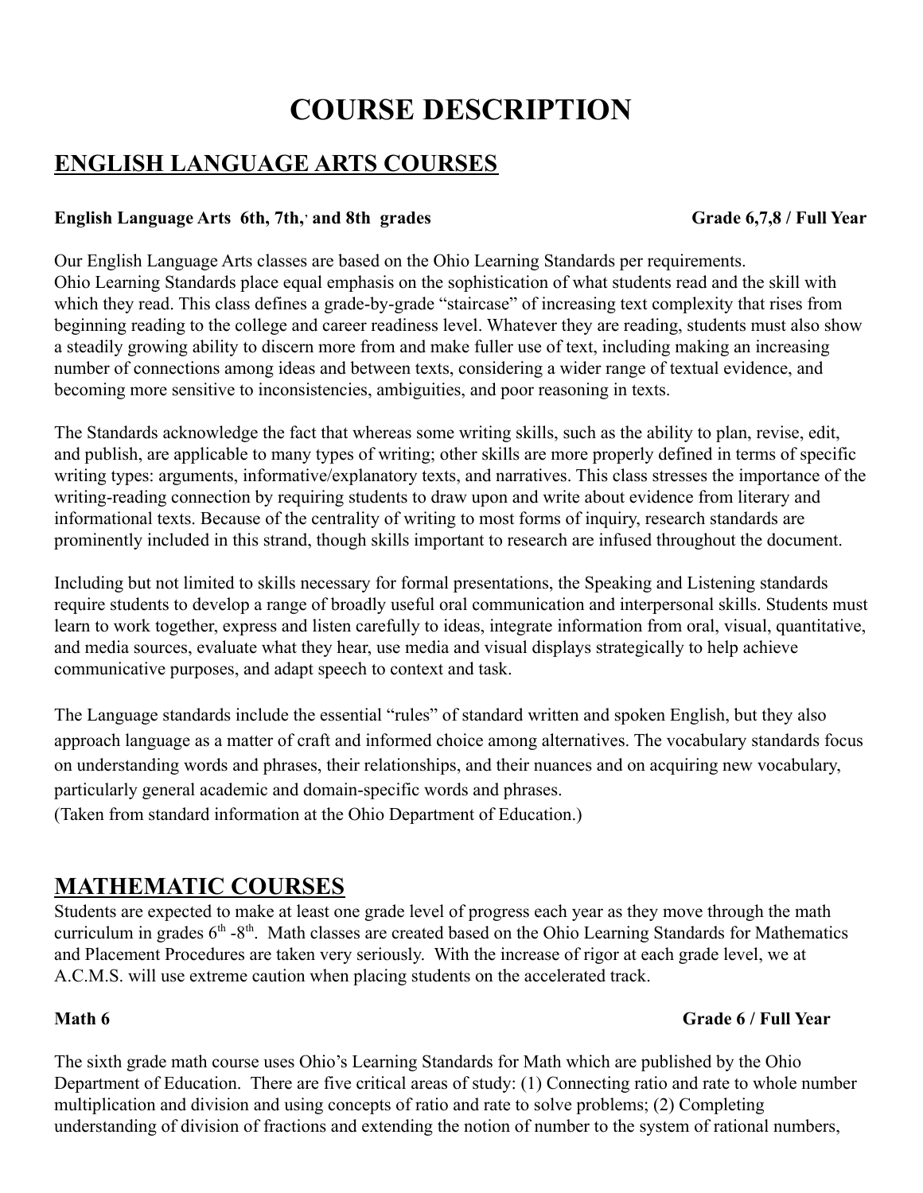# COURSE DESCRIPTION

## ENGLISH LANGUAGE ARTS COURSES

**English Language Arts 6th, 7th, and 8th grades** **Grade 6,7,8 / Full Year**

Our English Language Arts classes are based on the Ohio Learning Standards per requirements. Ohio Learning Standards place equal emphasis on the sophistication of what students read and the skill with which they read. This class defines a grade-by-grade "staircase" of increasing text complexity that rises from beginning reading to the college and career readiness level. Whatever they are reading, students must also show a steadily growing ability to discern more from and make fuller use of text, including making an increasing number of connections among ideas and between texts, considering a wider range of textual evidence, and becoming more sensitive to inconsistencies, ambiguities, and poor reasoning in texts.

The Standards acknowledge the fact that whereas some writing skills, such as the ability to plan, revise, edit, and publish, are applicable to many types of writing; other skills are more properly defined in terms of specific writing types: arguments, informative/explanatory texts, and narratives. This class stresses the importance of the writing-reading connection by requiring students to draw upon and write about evidence from literary and informational texts. Because of the centrality of writing to most forms of inquiry, research standards are prominently included in this strand, though skills important to research are infused throughout the document.

Including but not limited to skills necessary for formal presentations, the Speaking and Listening standards require students to develop a range of broadly useful oral communication and interpersonal skills. Students must learn to work together, express and listen carefully to ideas, integrate information from oral, visual, quantitative, and media sources, evaluate what they hear, use media and visual displays strategically to help achieve communicative purposes, and adapt speech to context and task.

The Language standards include the essential "rules" of standard written and spoken English, but they also approach language as a matter of craft and informed choice among alternatives. The vocabulary standards focus on understanding words and phrases, their relationships, and their nuances and on acquiring new vocabulary, particularly general academic and domain-specific words and phrases.
(Taken from standard information at the Ohio Department of Education.)

## MATHEMATIC COURSES

Students are expected to make at least one grade level of progress each year as they move through the math curriculum in grades 6th -8th. Math classes are created based on the Ohio Learning Standards for Mathematics and Placement Procedures are taken very seriously. With the increase of rigor at each grade level, we at A.C.M.S. will use extreme caution when placing students on the accelerated track.

**Math 6** **Grade 6 / Full Year**

The sixth grade math course uses Ohio's Learning Standards for Math which are published by the Ohio Department of Education. There are five critical areas of study: (1) Connecting ratio and rate to whole number multiplication and division and using concepts of ratio and rate to solve problems; (2) Completing understanding of division of fractions and extending the notion of number to the system of rational numbers,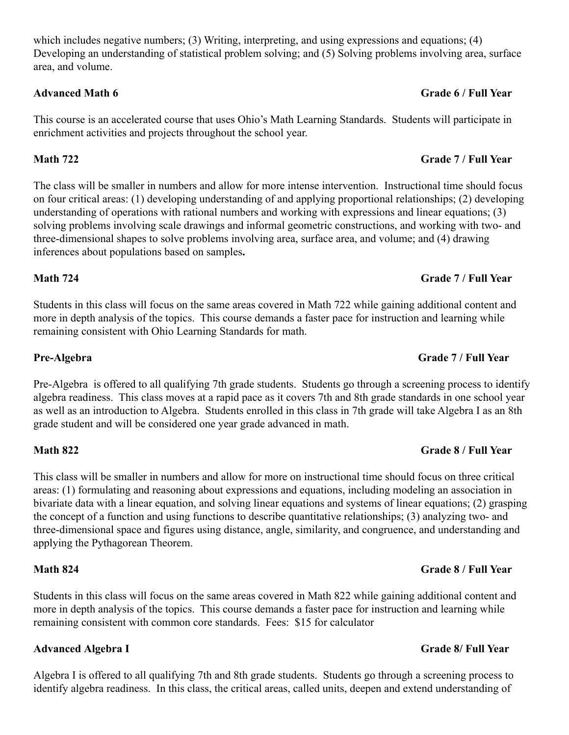which includes negative numbers; (3) Writing, interpreting, and using expressions and equations; (4) Developing an understanding of statistical problem solving; and (5) Solving problems involving area, surface area, and volume.

**Advanced Math 6** **Grade 6 / Full Year**

This course is an accelerated course that uses Ohio's Math Learning Standards. Students will participate in enrichment activities and projects throughout the school year.

**Math 722** **Grade 7 / Full Year**

The class will be smaller in numbers and allow for more intense intervention. Instructional time should focus on four critical areas: (1) developing understanding of and applying proportional relationships; (2) developing understanding of operations with rational numbers and working with expressions and linear equations; (3) solving problems involving scale drawings and informal geometric constructions, and working with two- and three-dimensional shapes to solve problems involving area, surface area, and volume; and (4) drawing inferences about populations based on samples**.**

**Math 724** **Grade 7 / Full Year**

Students in this class will focus on the same areas covered in Math 722 while gaining additional content and more in depth analysis of the topics. This course demands a faster pace for instruction and learning while remaining consistent with Ohio Learning Standards for math.

**Pre-Algebra** **Grade 7 / Full Year**

Pre-Algebra is offered to all qualifying 7th grade students. Students go through a screening process to identify algebra readiness. This class moves at a rapid pace as it covers 7th and 8th grade standards in one school year as well as an introduction to Algebra. Students enrolled in this class in 7th grade will take Algebra I as an 8th grade student and will be considered one year grade advanced in math.

**Math 822** **Grade 8 / Full Year**

This class will be smaller in numbers and allow for more on instructional time should focus on three critical areas: (1) formulating and reasoning about expressions and equations, including modeling an association in bivariate data with a linear equation, and solving linear equations and systems of linear equations; (2) grasping the concept of a function and using functions to describe quantitative relationships; (3) analyzing two- and three-dimensional space and figures using distance, angle, similarity, and congruence, and understanding and applying the Pythagorean Theorem.

**Math 824** **Grade 8 / Full Year**

Students in this class will focus on the same areas covered in Math 822 while gaining additional content and more in depth analysis of the topics. This course demands a faster pace for instruction and learning while remaining consistent with common core standards. Fees: $15 for calculator

**Advanced Algebra I** **Grade 8/ Full Year**

Algebra I is offered to all qualifying 7th and 8th grade students. Students go through a screening process to identify algebra readiness. In this class, the critical areas, called units, deepen and extend understanding of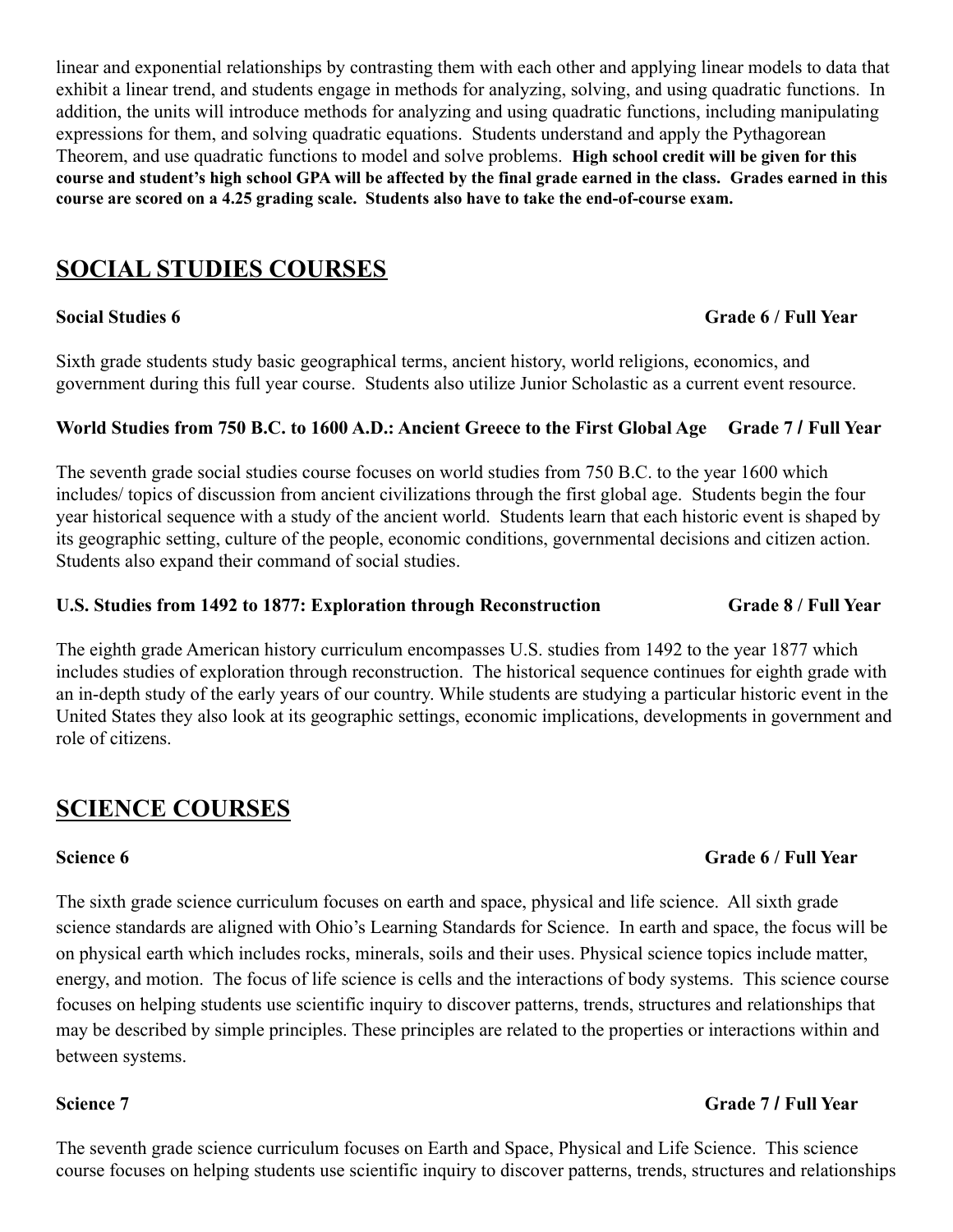linear and exponential relationships by contrasting them with each other and applying linear models to data that exhibit a linear trend, and students engage in methods for analyzing, solving, and using quadratic functions. In addition, the units will introduce methods for analyzing and using quadratic functions, including manipulating expressions for them, and solving quadratic equations. Students understand and apply the Pythagorean Theorem, and use quadratic functions to model and solve problems. **High school credit will be given for this course and student's high school GPA will be affected by the final grade earned in the class. Grades earned in this course are scored on a 4.25 grading scale. Students also have to take the end-of-course exam.**

## SOCIAL STUDIES COURSES

**Social Studies 6** **Grade 6 / Full Year**

Sixth grade students study basic geographical terms, ancient history, world religions, economics, and government during this full year course. Students also utilize Junior Scholastic as a current event resource.

**World Studies from 750 B.C. to 1600 A.D.: Ancient Greece to the First Global Age** **Grade 7 / Full Year**

The seventh grade social studies course focuses on world studies from 750 B.C. to the year 1600 which includes/ topics of discussion from ancient civilizations through the first global age. Students begin the four year historical sequence with a study of the ancient world. Students learn that each historic event is shaped by its geographic setting, culture of the people, economic conditions, governmental decisions and citizen action. Students also expand their command of social studies.

**U.S. Studies from 1492 to 1877: Exploration through Reconstruction** **Grade 8 / Full Year**

The eighth grade American history curriculum encompasses U.S. studies from 1492 to the year 1877 which includes studies of exploration through reconstruction. The historical sequence continues for eighth grade with an in-depth study of the early years of our country. While students are studying a particular historic event in the United States they also look at its geographic settings, economic implications, developments in government and role of citizens.

## SCIENCE COURSES

**Science 6** **Grade 6 / Full Year**

The sixth grade science curriculum focuses on earth and space, physical and life science. All sixth grade science standards are aligned with Ohio's Learning Standards for Science. In earth and space, the focus will be on physical earth which includes rocks, minerals, soils and their uses. Physical science topics include matter, energy, and motion. The focus of life science is cells and the interactions of body systems. This science course focuses on helping students use scientific inquiry to discover patterns, trends, structures and relationships that may be described by simple principles. These principles are related to the properties or interactions within and between systems.

**Science 7** **Grade 7 / Full Year**

The seventh grade science curriculum focuses on Earth and Space, Physical and Life Science. This science course focuses on helping students use scientific inquiry to discover patterns, trends, structures and relationships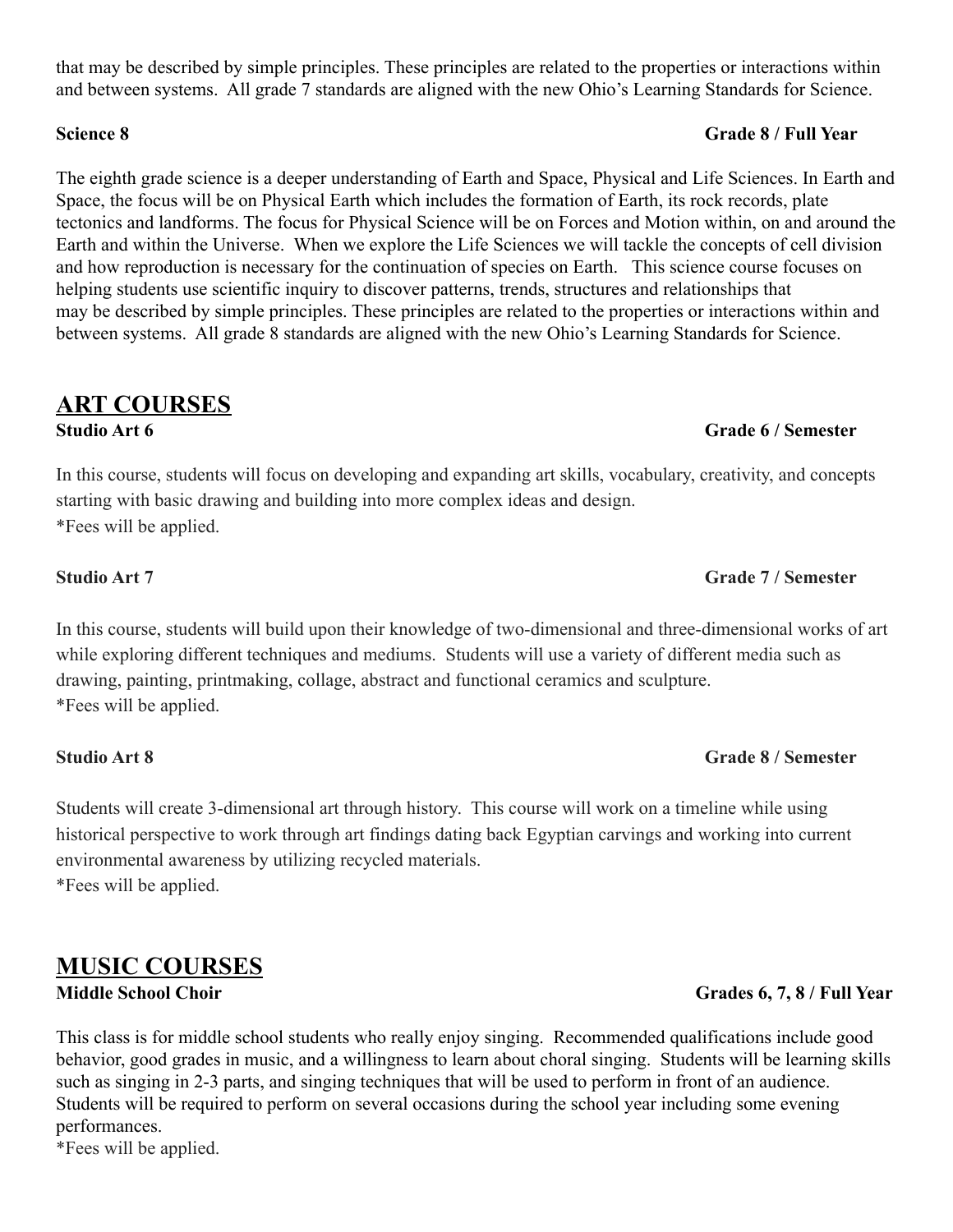that may be described by simple principles. These principles are related to the properties or interactions within and between systems. All grade 7 standards are aligned with the new Ohio's Learning Standards for Science.

**Science 8** **Grade 8 / Full Year**

The eighth grade science is a deeper understanding of Earth and Space, Physical and Life Sciences. In Earth and Space, the focus will be on Physical Earth which includes the formation of Earth, its rock records, plate tectonics and landforms. The focus for Physical Science will be on Forces and Motion within, on and around the Earth and within the Universe. When we explore the Life Sciences we will tackle the concepts of cell division and how reproduction is necessary for the continuation of species on Earth. This science course focuses on helping students use scientific inquiry to discover patterns, trends, structures and relationships that may be described by simple principles. These principles are related to the properties or interactions within and between systems. All grade 8 standards are aligned with the new Ohio's Learning Standards for Science.

## ART COURSES

**Studio Art 6** **Grade 6 / Semester**

In this course, students will focus on developing and expanding art skills, vocabulary, creativity, and concepts starting with basic drawing and building into more complex ideas and design.
*Fees will be applied.

**Studio Art 7** **Grade 7 / Semester**

In this course, students will build upon their knowledge of two-dimensional and three-dimensional works of art while exploring different techniques and mediums. Students will use a variety of different media such as drawing, painting, printmaking, collage, abstract and functional ceramics and sculpture.
*Fees will be applied.

**Studio Art 8** **Grade 8 / Semester**

Students will create 3-dimensional art through history. This course will work on a timeline while using historical perspective to work through art findings dating back Egyptian carvings and working into current environmental awareness by utilizing recycled materials.
*Fees will be applied.

## MUSIC COURSES

**Middle School Choir** **Grades 6, 7, 8 / Full Year**

This class is for middle school students who really enjoy singing. Recommended qualifications include good behavior, good grades in music, and a willingness to learn about choral singing. Students will be learning skills such as singing in 2-3 parts, and singing techniques that will be used to perform in front of an audience. Students will be required to perform on several occasions during the school year including some evening performances.
*Fees will be applied.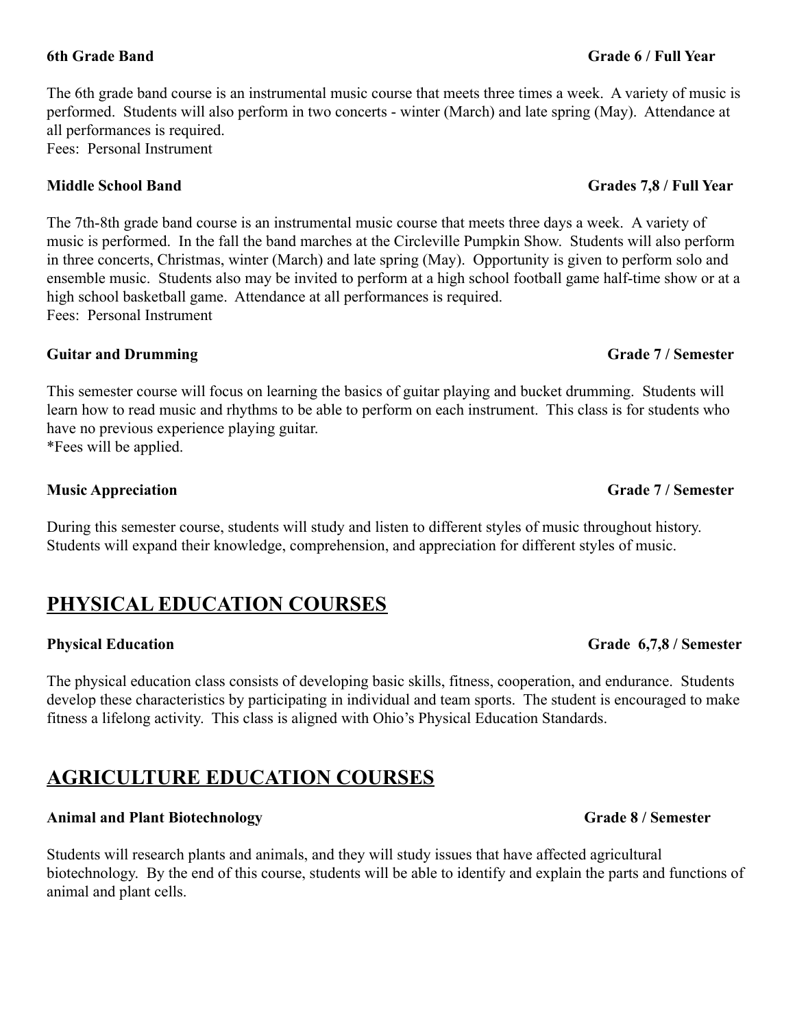**6th Grade Band** **Grade 6 / Full Year**

The 6th grade band course is an instrumental music course that meets three times a week. A variety of music is performed. Students will also perform in two concerts - winter (March) and late spring (May). Attendance at all performances is required.
Fees: Personal Instrument

**Middle School Band** **Grades 7,8 / Full Year**

The 7th-8th grade band course is an instrumental music course that meets three days a week. A variety of music is performed. In the fall the band marches at the Circleville Pumpkin Show. Students will also perform in three concerts, Christmas, winter (March) and late spring (May). Opportunity is given to perform solo and ensemble music. Students also may be invited to perform at a high school football game half-time show or at a high school basketball game. Attendance at all performances is required.
Fees: Personal Instrument

**Guitar and Drumming** **Grade 7 / Semester**

This semester course will focus on learning the basics of guitar playing and bucket drumming. Students will learn how to read music and rhythms to be able to perform on each instrument. This class is for students who have no previous experience playing guitar.
*Fees will be applied.

**Music Appreciation** **Grade 7 / Semester**

During this semester course, students will study and listen to different styles of music throughout history. Students will expand their knowledge, comprehension, and appreciation for different styles of music.

## PHYSICAL EDUCATION COURSES

**Physical Education** **Grade 6,7,8 / Semester**

The physical education class consists of developing basic skills, fitness, cooperation, and endurance. Students develop these characteristics by participating in individual and team sports. The student is encouraged to make fitness a lifelong activity. This class is aligned with Ohio's Physical Education Standards.

## AGRICULTURE EDUCATION COURSES

**Animal and Plant Biotechnology** **Grade 8 / Semester**

Students will research plants and animals, and they will study issues that have affected agricultural biotechnology. By the end of this course, students will be able to identify and explain the parts and functions of animal and plant cells.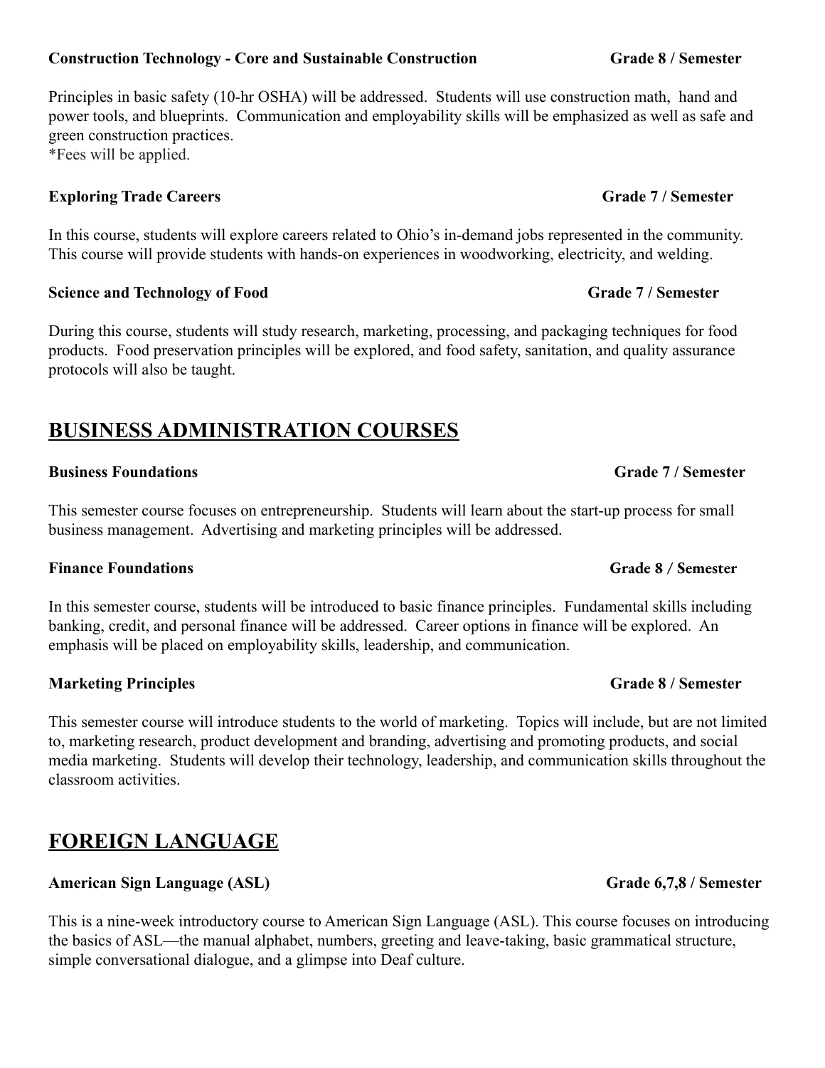**Construction Technology - Core and Sustainable Construction** **Grade 8 / Semester**

Principles in basic safety (10-hr OSHA) will be addressed. Students will use construction math, hand and power tools, and blueprints. Communication and employability skills will be emphasized as well as safe and green construction practices.
*Fees will be applied.

**Exploring Trade Careers** **Grade 7 / Semester**

In this course, students will explore careers related to Ohio's in-demand jobs represented in the community. This course will provide students with hands-on experiences in woodworking, electricity, and welding.

**Science and Technology of Food** **Grade 7 / Semester**

During this course, students will study research, marketing, processing, and packaging techniques for food products. Food preservation principles will be explored, and food safety, sanitation, and quality assurance protocols will also be taught.

## BUSINESS ADMINISTRATION COURSES

**Business Foundations** **Grade 7 / Semester**

This semester course focuses on entrepreneurship. Students will learn about the start-up process for small business management. Advertising and marketing principles will be addressed.

**Finance Foundations** **Grade 8 / Semester**

In this semester course, students will be introduced to basic finance principles. Fundamental skills including banking, credit, and personal finance will be addressed. Career options in finance will be explored. An emphasis will be placed on employability skills, leadership, and communication.

**Marketing Principles** **Grade 8 / Semester**

This semester course will introduce students to the world of marketing. Topics will include, but are not limited to, marketing research, product development and branding, advertising and promoting products, and social media marketing. Students will develop their technology, leadership, and communication skills throughout the classroom activities.

## FOREIGN LANGUAGE

**American Sign Language (ASL)** **Grade 6,7,8 / Semester**

This is a nine-week introductory course to American Sign Language (ASL). This course focuses on introducing the basics of ASL—the manual alphabet, numbers, greeting and leave-taking, basic grammatical structure, simple conversational dialogue, and a glimpse into Deaf culture.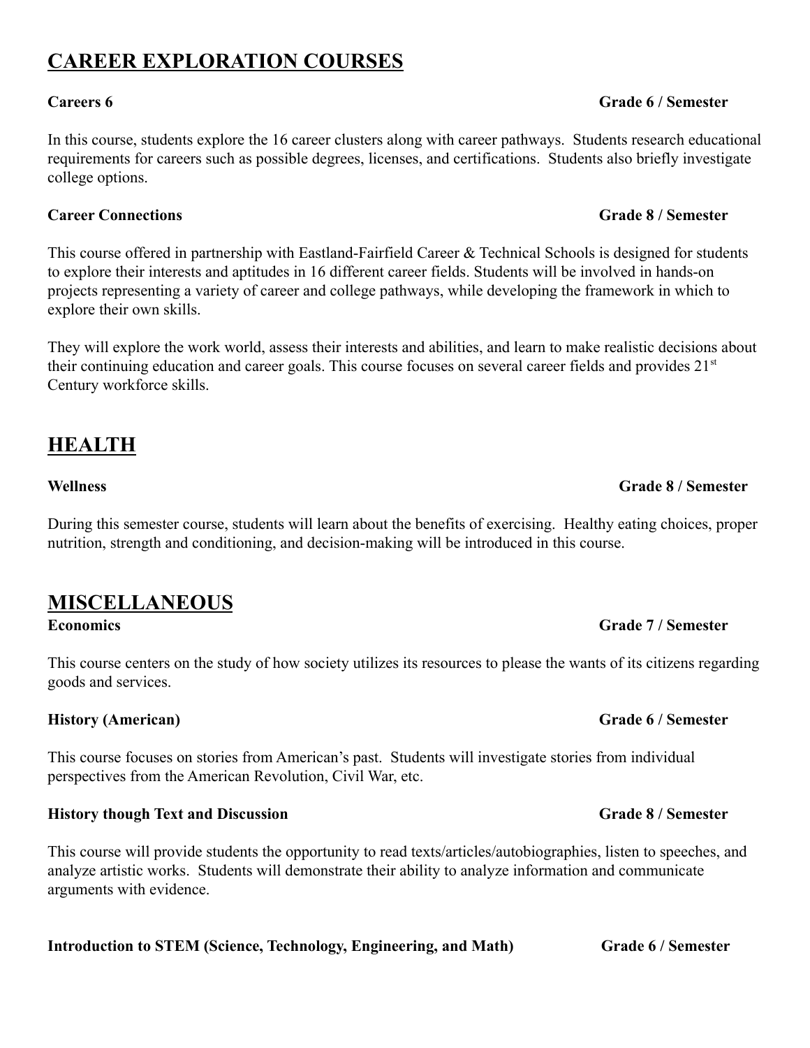## CAREER EXPLORATION COURSES

**Careers 6** **Grade 6 / Semester**

In this course, students explore the 16 career clusters along with career pathways. Students research educational requirements for careers such as possible degrees, licenses, and certifications. Students also briefly investigate college options.

**Career Connections** **Grade 8 / Semester**

This course offered in partnership with Eastland-Fairfield Career & Technical Schools is designed for students to explore their interests and aptitudes in 16 different career fields. Students will be involved in hands-on projects representing a variety of career and college pathways, while developing the framework in which to explore their own skills.

They will explore the work world, assess their interests and abilities, and learn to make realistic decisions about their continuing education and career goals. This course focuses on several career fields and provides 21st Century workforce skills.

## HEALTH

**Wellness** **Grade 8 / Semester**

During this semester course, students will learn about the benefits of exercising. Healthy eating choices, proper nutrition, strength and conditioning, and decision-making will be introduced in this course.

## MISCELLANEOUS

**Economics** **Grade 7 / Semester**

This course centers on the study of how society utilizes its resources to please the wants of its citizens regarding goods and services.

**History (American)** **Grade 6 / Semester**

This course focuses on stories from American's past. Students will investigate stories from individual perspectives from the American Revolution, Civil War, etc.

**History though Text and Discussion** **Grade 8 / Semester**

This course will provide students the opportunity to read texts/articles/autobiographies, listen to speeches, and analyze artistic works. Students will demonstrate their ability to analyze information and communicate arguments with evidence.

**Introduction to STEM (Science, Technology, Engineering, and Math)** **Grade 6 / Semester**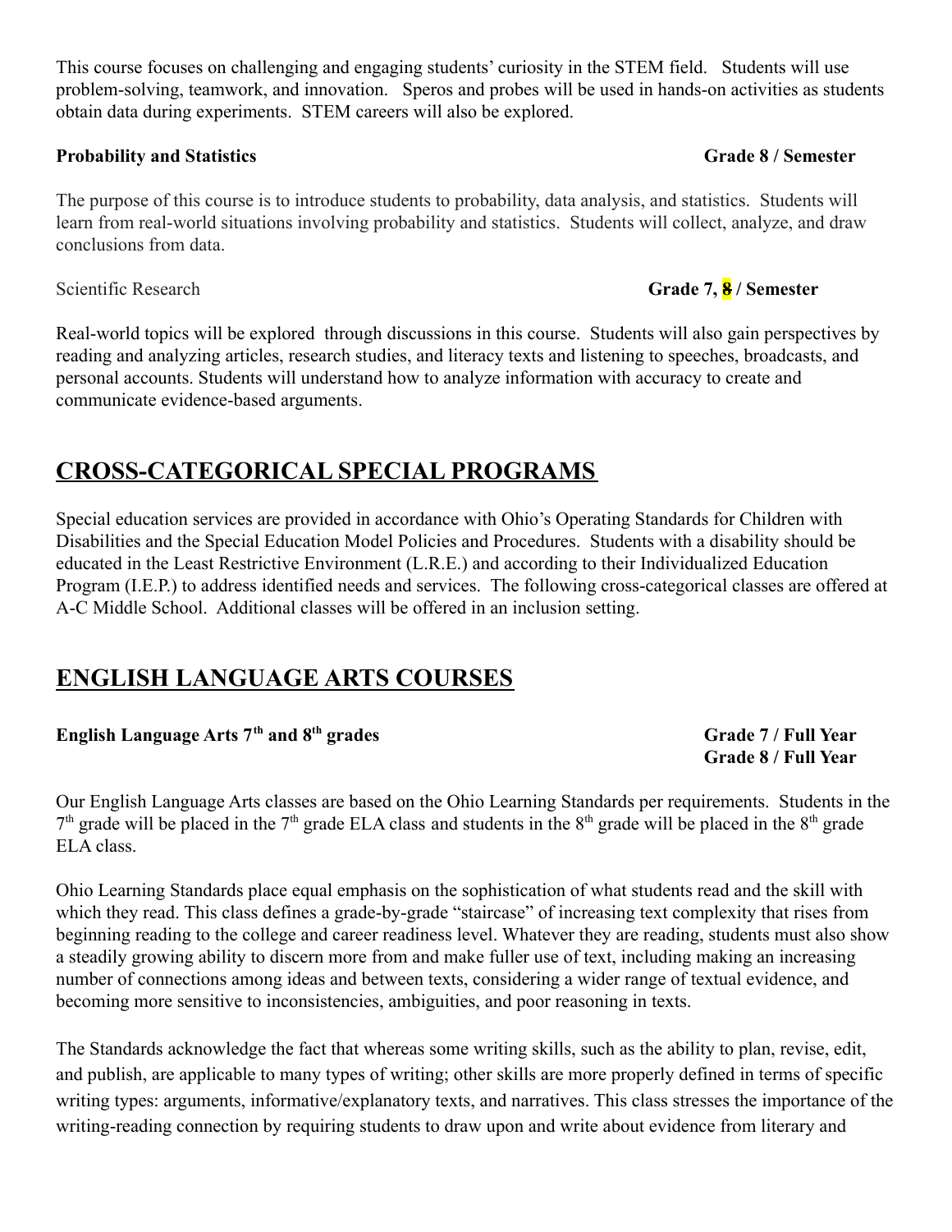This course focuses on challenging and engaging students' curiosity in the STEM field. Students will use problem-solving, teamwork, and innovation. Speros and probes will be used in hands-on activities as students obtain data during experiments. STEM careers will also be explored.

**Probability and Statistics** **Grade 8 / Semester**

The purpose of this course is to introduce students to probability, data analysis, and statistics. Students will learn from real-world situations involving probability and statistics. Students will collect, analyze, and draw conclusions from data.

Scientific Research **Grade 7, ~~8~~ / Semester**

Real-world topics will be explored through discussions in this course. Students will also gain perspectives by reading and analyzing articles, research studies, and literacy texts and listening to speeches, broadcasts, and personal accounts. Students will understand how to analyze information with accuracy to create and communicate evidence-based arguments.

## CROSS-CATEGORICAL SPECIAL PROGRAMS

Special education services are provided in accordance with Ohio's Operating Standards for Children with Disabilities and the Special Education Model Policies and Procedures. Students with a disability should be educated in the Least Restrictive Environment (L.R.E.) and according to their Individualized Education Program (I.E.P.) to address identified needs and services. The following cross-categorical classes are offered at A-C Middle School. Additional classes will be offered in an inclusion setting.

## ENGLISH LANGUAGE ARTS COURSES

**English Language Arts 7th and 8th grades** **Grade 7 / Full Year**
**Grade 8 / Full Year**

Our English Language Arts classes are based on the Ohio Learning Standards per requirements. Students in the 7th grade will be placed in the 7th grade ELA class and students in the 8th grade will be placed in the 8th grade ELA class.

Ohio Learning Standards place equal emphasis on the sophistication of what students read and the skill with which they read. This class defines a grade-by-grade "staircase" of increasing text complexity that rises from beginning reading to the college and career readiness level. Whatever they are reading, students must also show a steadily growing ability to discern more from and make fuller use of text, including making an increasing number of connections among ideas and between texts, considering a wider range of textual evidence, and becoming more sensitive to inconsistencies, ambiguities, and poor reasoning in texts.

The Standards acknowledge the fact that whereas some writing skills, such as the ability to plan, revise, edit, and publish, are applicable to many types of writing; other skills are more properly defined in terms of specific writing types: arguments, informative/explanatory texts, and narratives. This class stresses the importance of the writing-reading connection by requiring students to draw upon and write about evidence from literary and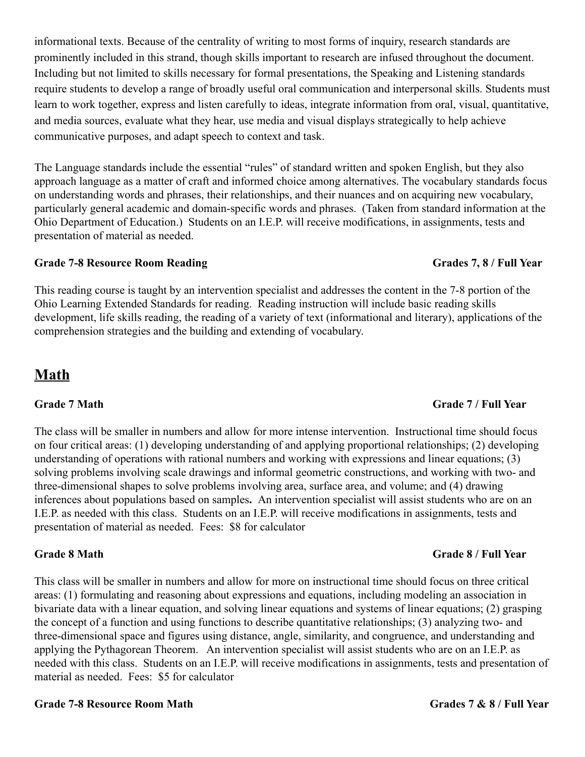informational texts. Because of the centrality of writing to most forms of inquiry, research standards are prominently included in this strand, though skills important to research are infused throughout the document. Including but not limited to skills necessary for formal presentations, the Speaking and Listening standards require students to develop a range of broadly useful oral communication and interpersonal skills. Students must learn to work together, express and listen carefully to ideas, integrate information from oral, visual, quantitative, and media sources, evaluate what they hear, use media and visual displays strategically to help achieve communicative purposes, and adapt speech to context and task.

The Language standards include the essential "rules" of standard written and spoken English, but they also approach language as a matter of craft and informed choice among alternatives. The vocabulary standards focus on understanding words and phrases, their relationships, and their nuances and on acquiring new vocabulary, particularly general academic and domain-specific words and phrases. (Taken from standard information at the Ohio Department of Education.) Students on an I.E.P. will receive modifications, in assignments, tests and presentation of material as needed.

**Grade 7-8 Resource Room Reading** **Grades 7, 8 / Full Year**

This reading course is taught by an intervention specialist and addresses the content in the 7-8 portion of the Ohio Learning Extended Standards for reading. Reading instruction will include basic reading skills development, life skills reading, the reading of a variety of text (informational and literary), applications of the comprehension strategies and the building and extending of vocabulary.

## Math

**Grade 7 Math** **Grade 7 / Full Year**

The class will be smaller in numbers and allow for more intense intervention. Instructional time should focus on four critical areas: (1) developing understanding of and applying proportional relationships; (2) developing understanding of operations with rational numbers and working with expressions and linear equations; (3) solving problems involving scale drawings and informal geometric constructions, and working with two- and three-dimensional shapes to solve problems involving area, surface area, and volume; and (4) drawing inferences about populations based on samples**.** An intervention specialist will assist students who are on an I.E.P. as needed with this class. Students on an I.E.P. will receive modifications in assignments, tests and presentation of material as needed. Fees: $8 for calculator

**Grade 8 Math** **Grade 8 / Full Year**

This class will be smaller in numbers and allow for more on instructional time should focus on three critical areas: (1) formulating and reasoning about expressions and equations, including modeling an association in bivariate data with a linear equation, and solving linear equations and systems of linear equations; (2) grasping the concept of a function and using functions to describe quantitative relationships; (3) analyzing two- and three-dimensional space and figures using distance, angle, similarity, and congruence, and understanding and applying the Pythagorean Theorem. An intervention specialist will assist students who are on an I.E.P. as needed with this class. Students on an I.E.P. will receive modifications in assignments, tests and presentation of material as needed. Fees: $5 for calculator

**Grade 7-8 Resource Room Math** **Grades 7 & 8 / Full Year**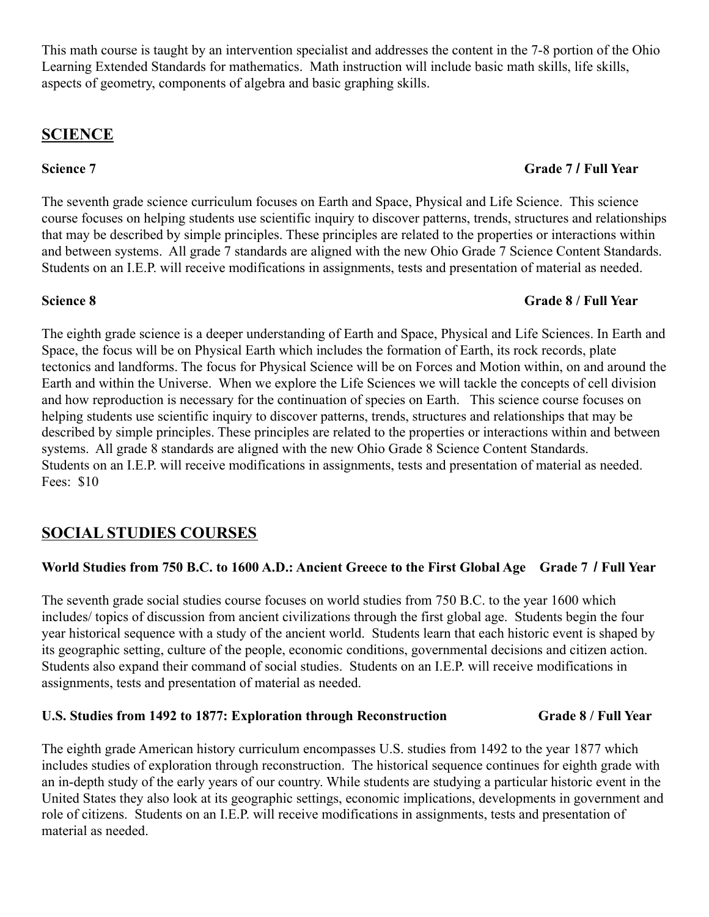This math course is taught by an intervention specialist and addresses the content in the 7-8 portion of the Ohio Learning Extended Standards for mathematics. Math instruction will include basic math skills, life skills, aspects of geometry, components of algebra and basic graphing skills.

## SCIENCE

**Science 7** **Grade 7 / Full Year**

The seventh grade science curriculum focuses on Earth and Space, Physical and Life Science. This science course focuses on helping students use scientific inquiry to discover patterns, trends, structures and relationships that may be described by simple principles. These principles are related to the properties or interactions within and between systems. All grade 7 standards are aligned with the new Ohio Grade 7 Science Content Standards. Students on an I.E.P. will receive modifications in assignments, tests and presentation of material as needed.

**Science 8** **Grade 8 / Full Year**

The eighth grade science is a deeper understanding of Earth and Space, Physical and Life Sciences. In Earth and Space, the focus will be on Physical Earth which includes the formation of Earth, its rock records, plate tectonics and landforms. The focus for Physical Science will be on Forces and Motion within, on and around the Earth and within the Universe. When we explore the Life Sciences we will tackle the concepts of cell division and how reproduction is necessary for the continuation of species on Earth. This science course focuses on helping students use scientific inquiry to discover patterns, trends, structures and relationships that may be described by simple principles. These principles are related to the properties or interactions within and between systems. All grade 8 standards are aligned with the new Ohio Grade 8 Science Content Standards.
Students on an I.E.P. will receive modifications in assignments, tests and presentation of material as needed.
Fees: $10

## SOCIAL STUDIES COURSES

**World Studies from 750 B.C. to 1600 A.D.: Ancient Greece to the First Global Age** **Grade 7 / Full Year**

The seventh grade social studies course focuses on world studies from 750 B.C. to the year 1600 which includes/ topics of discussion from ancient civilizations through the first global age. Students begin the four year historical sequence with a study of the ancient world. Students learn that each historic event is shaped by its geographic setting, culture of the people, economic conditions, governmental decisions and citizen action. Students also expand their command of social studies. Students on an I.E.P. will receive modifications in assignments, tests and presentation of material as needed.

**U.S. Studies from 1492 to 1877: Exploration through Reconstruction** **Grade 8 / Full Year**

The eighth grade American history curriculum encompasses U.S. studies from 1492 to the year 1877 which includes studies of exploration through reconstruction. The historical sequence continues for eighth grade with an in-depth study of the early years of our country. While students are studying a particular historic event in the United States they also look at its geographic settings, economic implications, developments in government and role of citizens. Students on an I.E.P. will receive modifications in assignments, tests and presentation of material as needed.